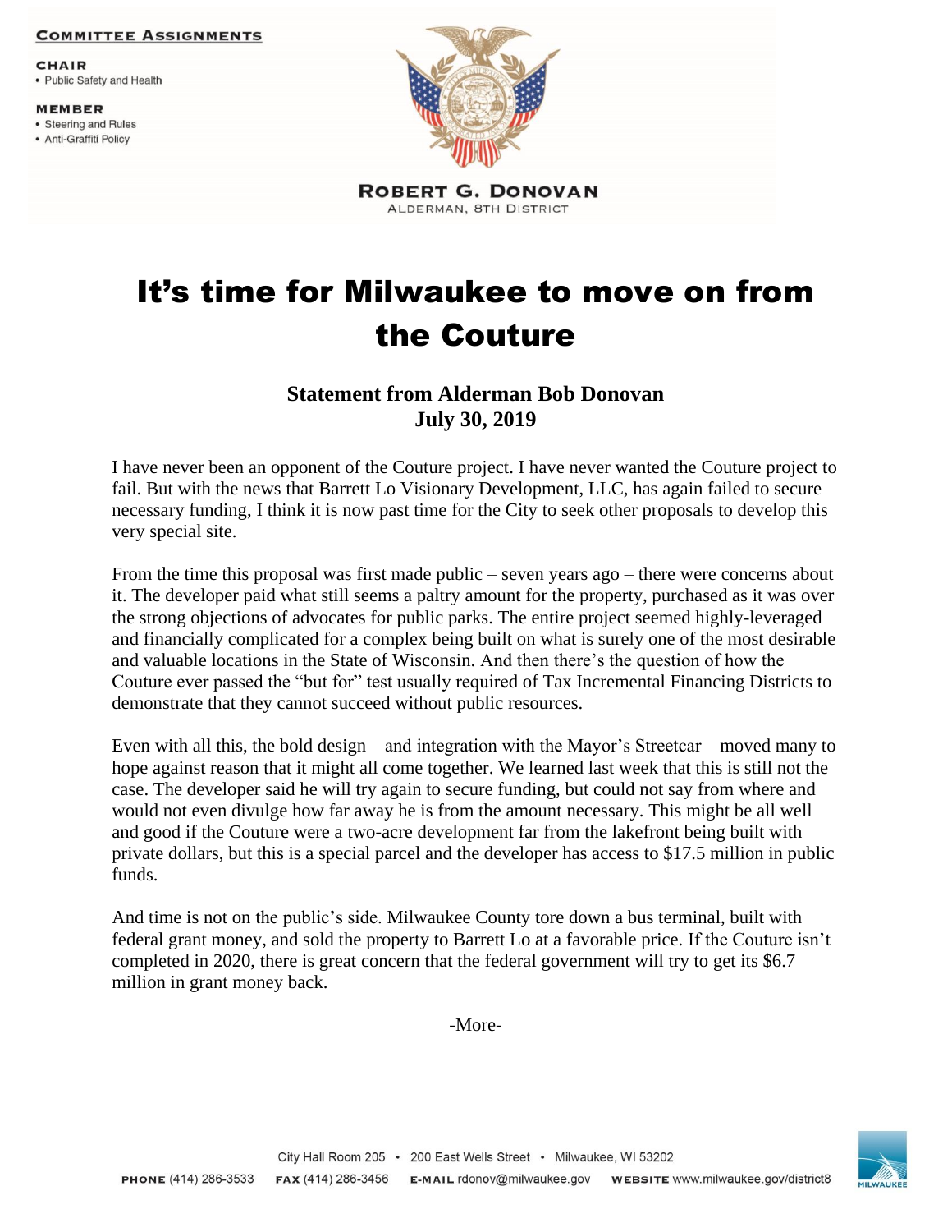**COMMITTEE ASSIGNMENTS**

**CHAIR**
- Public Safety and Health

**MEMBER**
- Steering and Rules
- Anti-Graffiti Policy

**ROBERT G. DONOVAN**
ALDERMAN, 8TH DISTRICT

# It's time for Milwaukee to move on from the Couture

### Statement from Alderman Bob Donovan
### July 30, 2019

I have never been an opponent of the Couture project. I have never wanted the Couture project to fail. But with the news that Barrett Lo Visionary Development, LLC, has again failed to secure necessary funding, I think it is now past time for the City to seek other proposals to develop this very special site.

From the time this proposal was first made public – seven years ago – there were concerns about it. The developer paid what still seems a paltry amount for the property, purchased as it was over the strong objections of advocates for public parks. The entire project seemed highly-leveraged and financially complicated for a complex being built on what is surely one of the most desirable and valuable locations in the State of Wisconsin. And then there's the question of how the Couture ever passed the "but for" test usually required of Tax Incremental Financing Districts to demonstrate that they cannot succeed without public resources.

Even with all this, the bold design – and integration with the Mayor's Streetcar – moved many to hope against reason that it might all come together. We learned last week that this is still not the case. The developer said he will try again to secure funding, but could not say from where and would not even divulge how far away he is from the amount necessary. This might be all well and good if the Couture were a two-acre development far from the lakefront being built with private dollars, but this is a special parcel and the developer has access to $17.5 million in public funds.

And time is not on the public's side. Milwaukee County tore down a bus terminal, built with federal grant money, and sold the property to Barrett Lo at a favorable price. If the Couture isn't completed in 2020, there is great concern that the federal government will try to get its $6.7 million in grant money back.

-More-

City Hall Room 205 • 200 East Wells Street • Milwaukee, WI 53202
**PHONE** (414) 286-3533 **FAX** (414) 286-3456 **E-MAIL** rdonov@milwaukee.gov **WEBSITE** www.milwaukee.gov/district8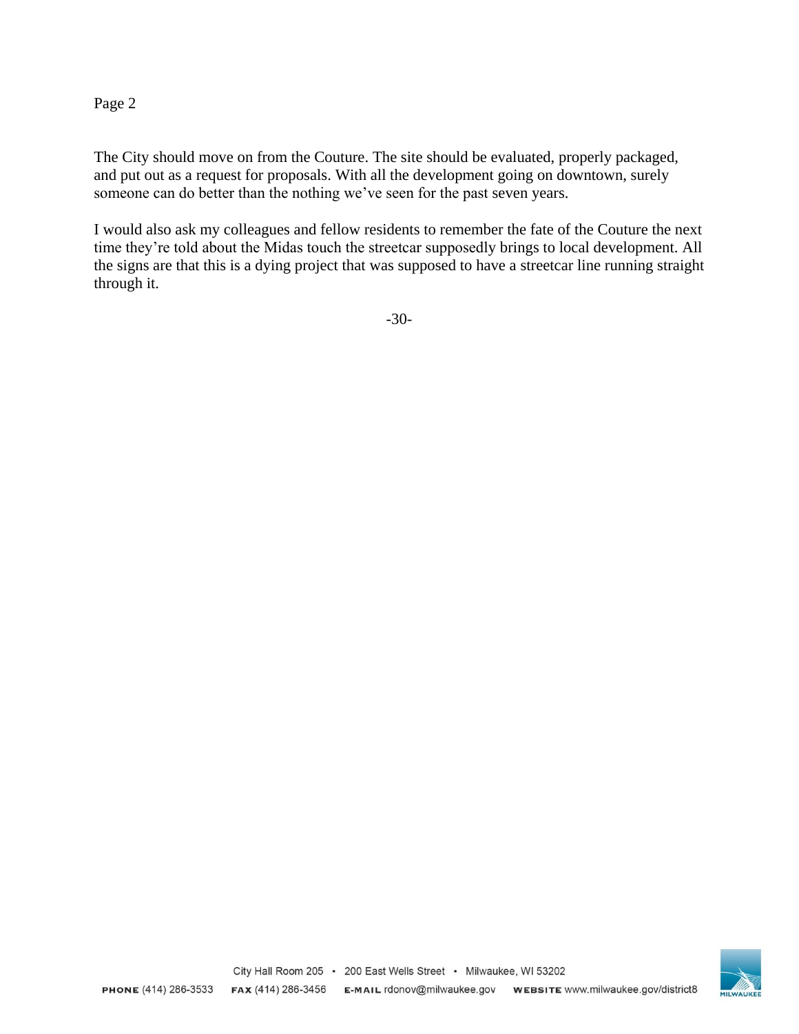The City should move on from the Couture. The site should be evaluated, properly packaged, and put out as a request for proposals. With all the development going on downtown, surely someone can do better than the nothing we've seen for the past seven years.

I would also ask my colleagues and fellow residents to remember the fate of the Couture the next time they're told about the Midas touch the streetcar supposedly brings to local development. All the signs are that this is a dying project that was supposed to have a streetcar line running straight through it.

-30-